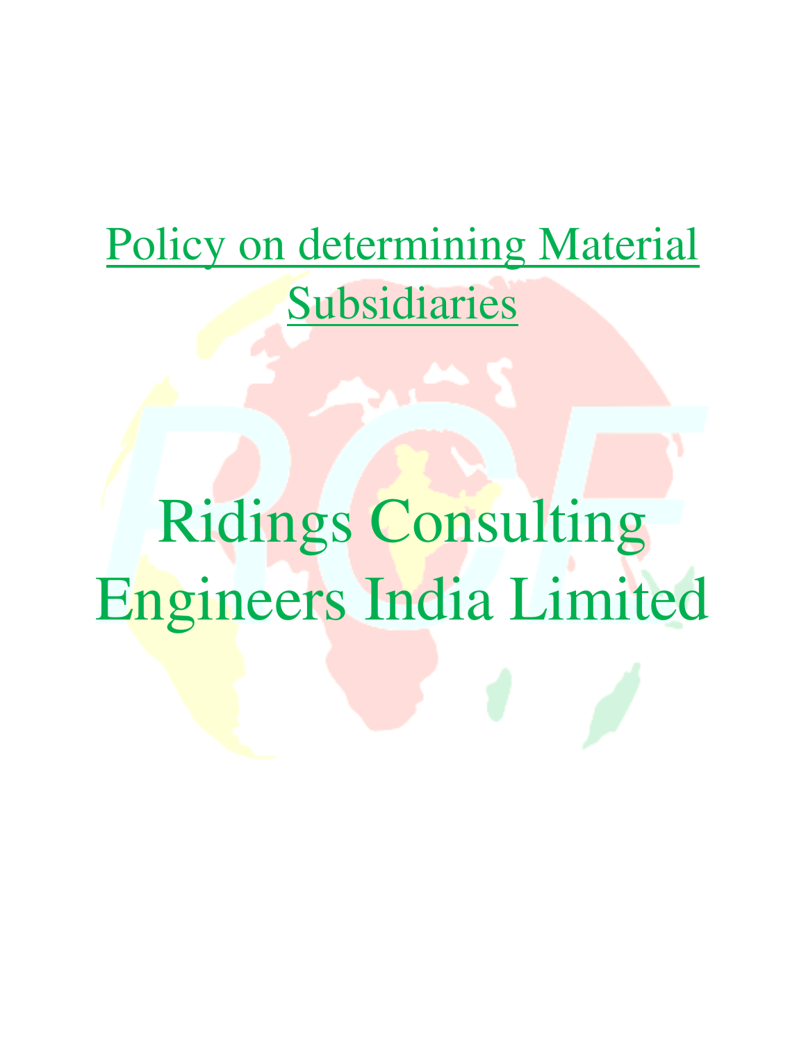# Policy on determining Material Subsidiaries

# Ridings Consulting Engineers India Limited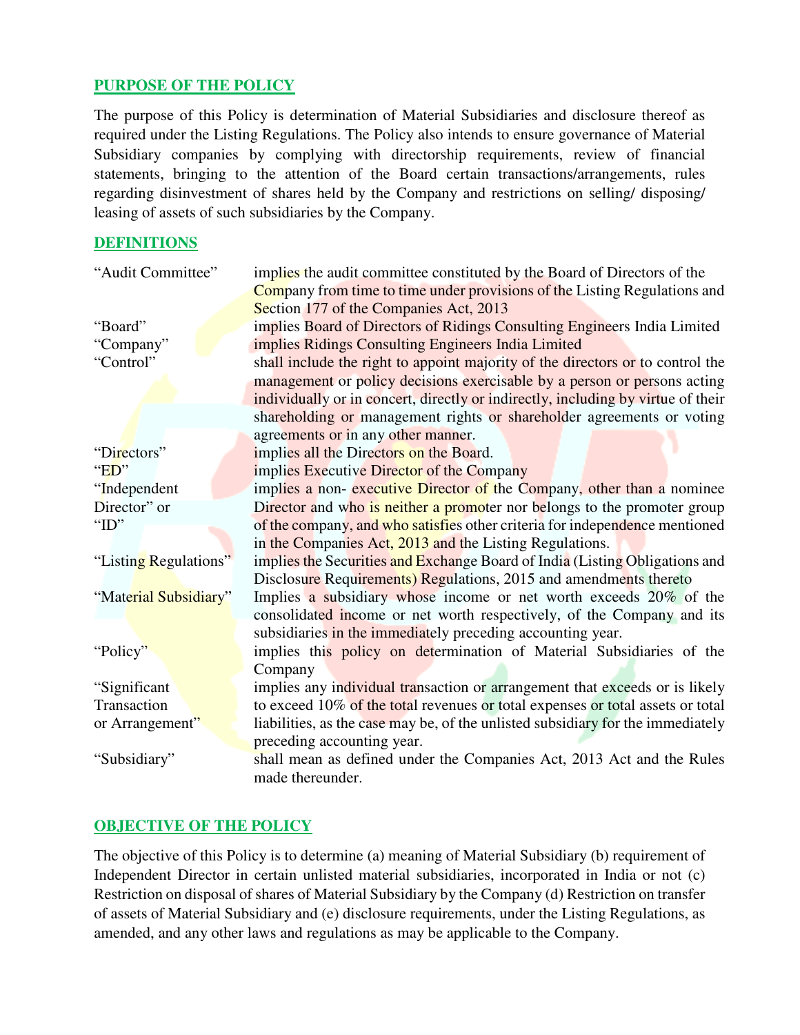## PURPOSE OF THE POLICY

The purpose of this Policy is determination of Material Subsidiaries and disclosure thereof as required under the Listing Regulations. The Policy also intends to ensure governance of Material Subsidiary companies by complying with directorship requirements, review of financial statements, bringing to the attention of the Board certain transactions/arrangements, rules regarding disinvestment of shares held by the Company and restrictions on selling/ disposing/ leasing of assets of such subsidiaries by the Company.

## DEFINITIONS

| | |
|---|---|
| "Audit Committee" | implies the audit committee constituted by the Board of Directors of the Company from time to time under provisions of the Listing Regulations and Section 177 of the Companies Act, 2013 |
| "Board" | implies Board of Directors of Ridings Consulting Engineers India Limited |
| "Company" | implies Ridings Consulting Engineers India Limited |
| "Control" | shall include the right to appoint majority of the directors or to control the management or policy decisions exercisable by a person or persons acting individually or in concert, directly or indirectly, including by virtue of their shareholding or management rights or shareholder agreements or voting agreements or in any other manner. |
| "Directors" | implies all the Directors on the Board. |
| "ED" | implies Executive Director of the Company |
| "Independent Director" or "ID" | implies a non- executive Director of the Company, other than a nominee Director and who is neither a promoter nor belongs to the promoter group of the company, and who satisfies other criteria for independence mentioned in the Companies Act, 2013 and the Listing Regulations. |
| "Listing Regulations" | implies the Securities and Exchange Board of India (Listing Obligations and Disclosure Requirements) Regulations, 2015 and amendments thereto |
| "Material Subsidiary" | Implies a subsidiary whose income or net worth exceeds 20% of the consolidated income or net worth respectively, of the Company and its subsidiaries in the immediately preceding accounting year. |
| "Policy" | implies this policy on determination of Material Subsidiaries of the Company |
| "Significant Transaction or Arrangement" | implies any individual transaction or arrangement that exceeds or is likely to exceed 10% of the total revenues or total expenses or total assets or total liabilities, as the case may be, of the unlisted subsidiary for the immediately preceding accounting year. |
| "Subsidiary" | shall mean as defined under the Companies Act, 2013 Act and the Rules made thereunder. |

## OBJECTIVE OF THE POLICY

The objective of this Policy is to determine (a) meaning of Material Subsidiary (b) requirement of Independent Director in certain unlisted material subsidiaries, incorporated in India or not (c) Restriction on disposal of shares of Material Subsidiary by the Company (d) Restriction on transfer of assets of Material Subsidiary and (e) disclosure requirements, under the Listing Regulations, as amended, and any other laws and regulations as may be applicable to the Company.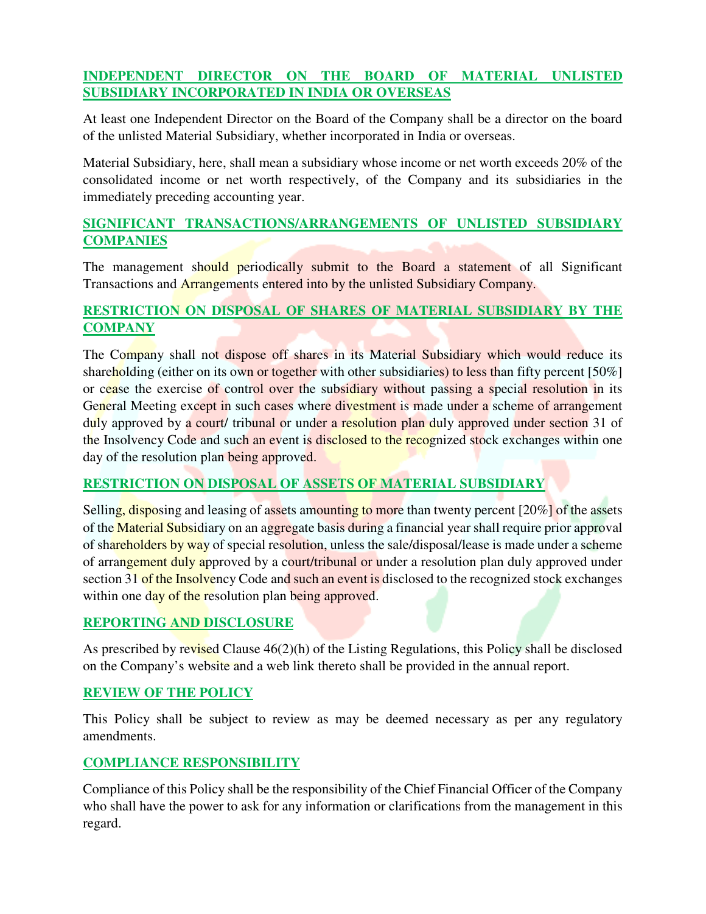## INDEPENDENT DIRECTOR ON THE BOARD OF MATERIAL UNLISTED SUBSIDIARY INCORPORATED IN INDIA OR OVERSEAS

At least one Independent Director on the Board of the Company shall be a director on the board of the unlisted Material Subsidiary, whether incorporated in India or overseas.

Material Subsidiary, here, shall mean a subsidiary whose income or net worth exceeds 20% of the consolidated income or net worth respectively, of the Company and its subsidiaries in the immediately preceding accounting year.

## SIGNIFICANT TRANSACTIONS/ARRANGEMENTS OF UNLISTED SUBSIDIARY COMPANIES

The management should periodically submit to the Board a statement of all Significant Transactions and Arrangements entered into by the unlisted Subsidiary Company.

## RESTRICTION ON DISPOSAL OF SHARES OF MATERIAL SUBSIDIARY BY THE COMPANY

The Company shall not dispose off shares in its Material Subsidiary which would reduce its shareholding (either on its own or together with other subsidiaries) to less than fifty percent [50%] or cease the exercise of control over the subsidiary without passing a special resolution in its General Meeting except in such cases where divestment is made under a scheme of arrangement duly approved by a court/ tribunal or under a resolution plan duly approved under section 31 of the Insolvency Code and such an event is disclosed to the recognized stock exchanges within one day of the resolution plan being approved.

## RESTRICTION ON DISPOSAL OF ASSETS OF MATERIAL SUBSIDIARY

Selling, disposing and leasing of assets amounting to more than twenty percent [20%] of the assets of the Material Subsidiary on an aggregate basis during a financial year shall require prior approval of shareholders by way of special resolution, unless the sale/disposal/lease is made under a scheme of arrangement duly approved by a court/tribunal or under a resolution plan duly approved under section 31 of the Insolvency Code and such an event is disclosed to the recognized stock exchanges within one day of the resolution plan being approved.

## REPORTING AND DISCLOSURE

As prescribed by revised Clause 46(2)(h) of the Listing Regulations, this Policy shall be disclosed on the Company's website and a web link thereto shall be provided in the annual report.

## REVIEW OF THE POLICY

This Policy shall be subject to review as may be deemed necessary as per any regulatory amendments.

## COMPLIANCE RESPONSIBILITY

Compliance of this Policy shall be the responsibility of the Chief Financial Officer of the Company who shall have the power to ask for any information or clarifications from the management in this regard.